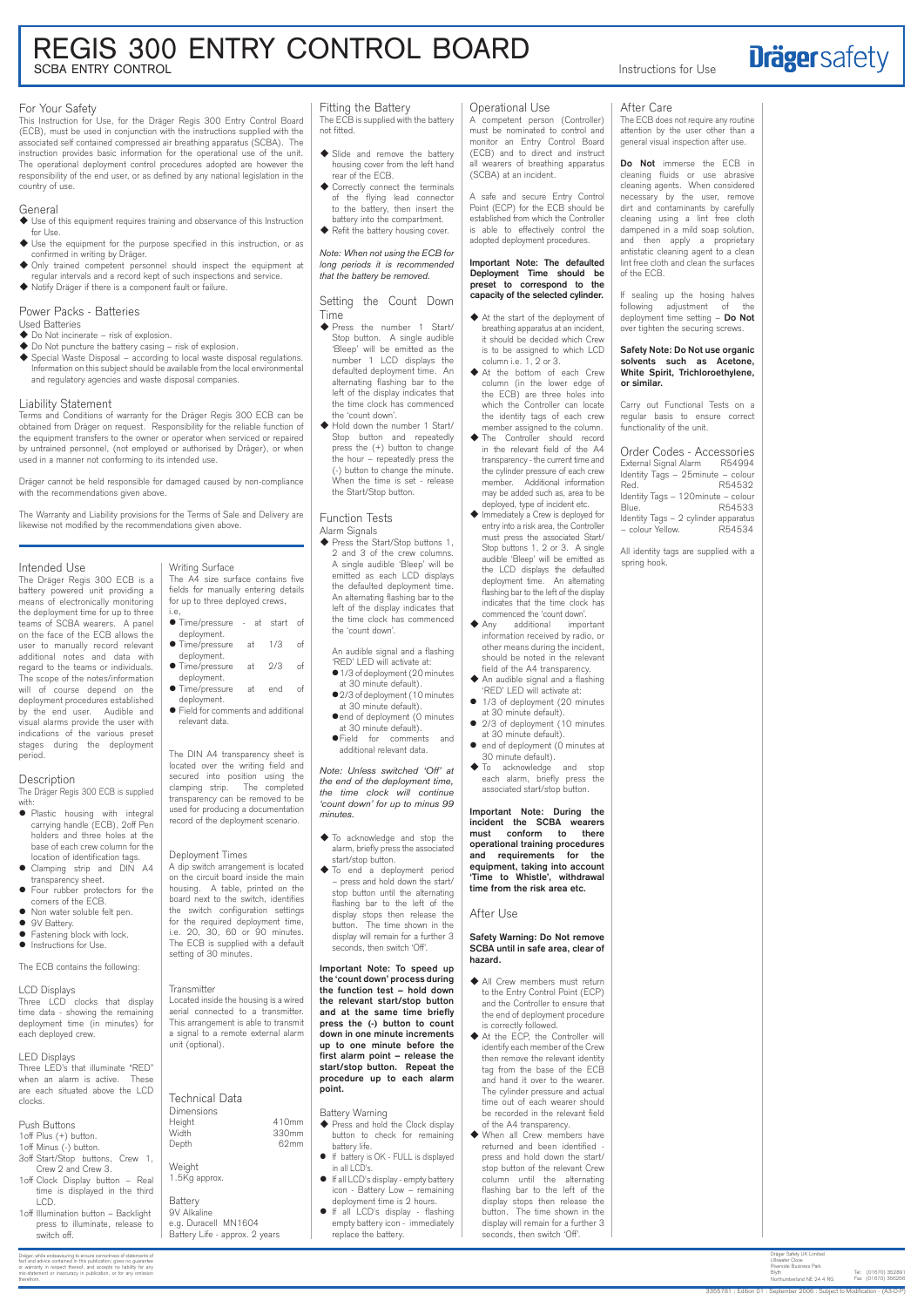# REGIS 300 ENTRY CONTROL BOARD

SCBA ENTRY CONTROL

Instructions for Use

Drägersafety

## For Your Safety

This Instruction for Use, for the Dräger Regis 300 Entry Control Board (ECB), must be used in conjunction with the instructions supplied with the associated self contained compressed air breathing apparatus (SCBA). The instruction provides basic information for the operational use of the unit. The operational deployment control procedures adopted are however the responsibility of the end user, or as defined by any national legislation in the country of use.

## General

- Use of this equipment requires training and observance of this Instruction for Use.
- Use the equipment for the purpose specified in this instruction, or as confirmed in writing by Dräger.
- Only trained competent personnel should inspect the equipment at regular intervals and a record kept of such inspections and service.
- Notify Dräger if there is a component fault or failure.

## Power Packs - Batteries

Used Batteries

- Do Not incinerate – risk of explosion.
- Do Not puncture the battery casing – risk of explosion.
- Special Waste Disposal – according to local waste disposal regulations. Information on this subject should be available from the local environmental and regulatory agencies and waste disposal companies.

## Liability Statement

Terms and Conditions of warranty for the Dräger Regis 300 ECB can be obtained from Dräger on request. Responsibility for the reliable function of the equipment transfers to the owner or operator when serviced or repaired by untrained personnel, (not employed or authorised by Dräger), or when used in a manner not conforming to its intended use.

Dräger cannot be held responsible for damaged caused by non-compliance with the recommendations given above.

The Warranty and Liability provisions for the Terms of Sale and Delivery are likewise not modified by the recommendations given above.

## Intended Use

The Dräger Regis 300 ECB is a battery powered unit providing a means of electronically monitoring the deployment time for up to three teams of SCBA wearers. A panel on the face of the ECB allows the user to manually record relevant additional notes and data with regard to the teams or individuals. The scope of the notes/information will of course depend on the deployment procedures established by the end user. Audible and visual alarms provide the user with indications of the various preset stages during the deployment period.

## Description

The Dräger Regis 300 ECB is supplied with:

- Plastic housing with integral carrying handle (ECB), 2off Pen holders and three holes at the base of each crew column for the location of identification tags.
- Clamping strip and DIN A4 transparency sheet.
- Four rubber protectors for the corners of the ECB.
- Non water soluble felt pen.
- 9V Battery.
- Fastening block with lock.
- Instructions for Use.

The ECB contains the following:

### LCD Displays

Three LCD clocks that display time data - showing the remaining deployment time (in minutes) for each deployed crew.

### LED Displays

Three LED's that illuminate "RED" when an alarm is active. These are each situated above the LCD clocks.

### Push Buttons

1off Plus (+) button.
1off Minus (-) button.
3off Start/Stop buttons, Crew 1, Crew 2 and Crew 3.
1off Clock Display button – Real time is displayed in the third LCD.
1off Illumination button – Backlight press to illuminate, release to switch off.

### Writing Surface

The A4 size surface contains five fields for manually entering details for up to three deployed crews, i.e.

- Time/pressure - at start of deployment.
- Time/pressure at 1/3 of deployment.
- Time/pressure at 2/3 of deployment.
- Time/pressure at end of deployment.
- Field for comments and additional relevant data.

The DIN A4 transparency sheet is located over the writing field and secured into position using the clamping strip. The completed transparency can be removed to be used for producing a documentation record of the deployment scenario.

### Deployment Times

A dip switch arrangement is located on the circuit board inside the main housing. A table, printed on the board next to the switch, identifies the switch configuration settings for the required deployment time, i.e. 20, 30, 60 or 90 minutes. The ECB is supplied with a default setting of 30 minutes.

### Transmitter

Located inside the housing is a wired aerial connected to a transmitter. This arrangement is able to transmit a signal to a remote external alarm unit (optional).

## Technical Data

Dimensions

| | |
|---|---|
| Height | 410mm |
| Width | 330mm |
| Depth | 62mm |

Weight
1.5Kg approx.

Battery
9V Alkaline
e.g. Duracell MN1604
Battery Life - approx. 2 years

## Fitting the Battery

The ECB is supplied with the battery not fitted.

- Slide and remove the battery housing cover from the left hand rear of the ECB.
- Correctly connect the terminals of the flying lead connector to the battery, then insert the battery into the compartment.
- Refit the battery housing cover.

*Note: When not using the ECB for long periods it is recommended that the battery be removed.*

## Setting the Count Down Time

- Press the number 1 Start/Stop button. A single audible 'Bleep' will be emitted as the number 1 LCD displays the defaulted deployment time. An alternating flashing bar to the left of the display indicates that the time clock has commenced the 'count down'.
- Hold down the number 1 Start/Stop button and repeatedly press the (+) button to change the hour – repeatedly press the (-) button to change the minute. When the time is set - release the Start/Stop button.

## Function Tests

Alarm Signals

- Press the Start/Stop buttons 1, 2 and 3 of the crew columns. A single audible 'Bleep' will be emitted as each LCD displays the defaulted deployment time. An alternating flashing bar to the left of the display indicates that the time clock has commenced the 'count down'.

  An audible signal and a flashing 'RED' LED will activate at:
  - 1/3 of deployment (20 minutes at 30 minute default).
  - 2/3 of deployment (10 minutes at 30 minute default).
  - end of deployment (0 minutes at 30 minute default).
  - Field for comments and additional relevant data.

*Note: Unless switched 'Off' at the end of the deployment time, the time clock will continue 'count down' for up to minus 99 minutes.*

- To acknowledge and stop the alarm, briefly press the associated start/stop button.
- To end a deployment period – press and hold down the start/stop button until the alternating flashing bar to the left of the display stops then release the button. The time shown in the display will remain for a further 3 seconds, then switch 'Off'.

**Important Note: To speed up the 'count down' process during the function test – hold down the relevant start/stop button and at the same time briefly press the (-) button to count down in one minute increments up to one minute before the first alarm point – release the start/stop button. Repeat the procedure up to each alarm point.**

### Battery Warning

- Press and hold the Clock display button to check for remaining battery life.
- If battery is OK - FULL is displayed in all LCD's.
- If all LCD's display - empty battery icon - Battery Low – remaining deployment time is 2 hours.
- If all LCD's display - flashing empty battery icon - immediately replace the battery.

## Operational Use

A competent person (Controller) must be nominated to control and monitor an Entry Control Board (ECB) and to direct and instruct all wearers of breathing apparatus (SCBA) at an incident.

A safe and secure Entry Control Point (ECP) for the ECB should be established from which the Controller is able to effectively control the adopted deployment procedures.

**Important Note: The defaulted Deployment Time should be preset to correspond to the capacity of the selected cylinder.**

- At the start of the deployment of breathing apparatus at an incident, it should be decided which Crew is to be assigned to which LCD column i.e. 1, 2 or 3.
- At the bottom of each Crew column (in the lower edge of the ECB) are three holes into which the Controller can locate the identity tags of each crew member assigned to the column.
- The Controller should record in the relevant field of the A4 transparency - the current time and the cylinder pressure of each crew member. Additional information may be added such as, area to be deployed, type of incident etc.
- Immediately a Crew is deployed for entry into a risk area, the Controller must press the associated Start/Stop buttons 1, 2 or 3. A single audible 'Bleep' will be emitted as the LCD displays the defaulted deployment time. An alternating flashing bar to the left of the display indicates that the time clock has commenced the 'count down'.
- Any additional important information received by radio, or other means during the incident, should be noted in the relevant field of the A4 transparency.
- An audible signal and a flashing 'RED' LED will activate at:
  - 1/3 of deployment (20 minutes at 30 minute default).
  - 2/3 of deployment (10 minutes at 30 minute default).
  - end of deployment (0 minutes at 30 minute default).
- To acknowledge and stop each alarm, briefly press the associated start/stop button.

**Important Note: During the incident the SCBA wearers must conform to there operational training procedures and requirements for the equipment, taking into account 'Time to Whistle', withdrawal time from the risk area etc.**

## After Use

**Safety Warning: Do Not remove SCBA until in safe area, clear of hazard.**

- All Crew members must return to the Entry Control Point (ECP) and the Controller to ensure that the end of deployment procedure is correctly followed.
- At the ECP, the Controller will identify each member of the Crew then remove the relevant identity tag from the base of the ECB and hand it over to the wearer. The cylinder pressure and actual time out of each wearer should be recorded in the relevant field of the A4 transparency.
- When all Crew members have returned and been identified - press and hold down the start/stop button of the relevant Crew column until the alternating flashing bar to the left of the display stops then release the button. The time shown in the display will remain for a further 3 seconds, then switch 'Off'.

## After Care

The ECB does not require any routine attention by the user other than a general visual inspection after use.

**Do Not** immerse the ECB in cleaning fluids or use abrasive cleaning agents. When considered necessary by the user, remove dirt and contaminants by carefully cleaning using a lint free cloth dampened in a mild soap solution, and then apply a proprietary antistatic cleaning agent to a clean lint free cloth and clean the surfaces of the ECB.

If sealing up the hosing halves following adjustment of the deployment time setting – **Do Not** over tighten the securing screws.

**Safety Note: Do Not use organic solvents such as Acetone, White Spirit, Trichloroethylene, or similar.**

Carry out Functional Tests on a regular basis to ensure correct functionality of the unit.

## Order Codes - Accessories

| | |
|---|---|
| External Signal Alarm | R54994 |
| Identity Tags – 25minute – colour Red. | R54532 |
| Identity Tags – 120minute – colour Blue. | R54533 |
| Identity Tags – 2 cylinder apparatus – colour Yellow. | R54534 |

All identity tags are supplied with a spring hook.

Dräger, while endeavouring to ensure correctness of statements of fact and advice contained in this publication, gives no guarantee or warranty in respect thereof, and accepts no liability for any mis-statement or inaccuracy in publication, or for any omission therefore.

Dräger Safety UK Limited
Ullswater Close
Riverside Business Park
Blyth
Northumberland NE 24 4 RG
Tel: (01670) 352891
Fax: (01670) 356266

3355781 : Edition 01 : September 2006 : Subject to Modification - (A3-D-P)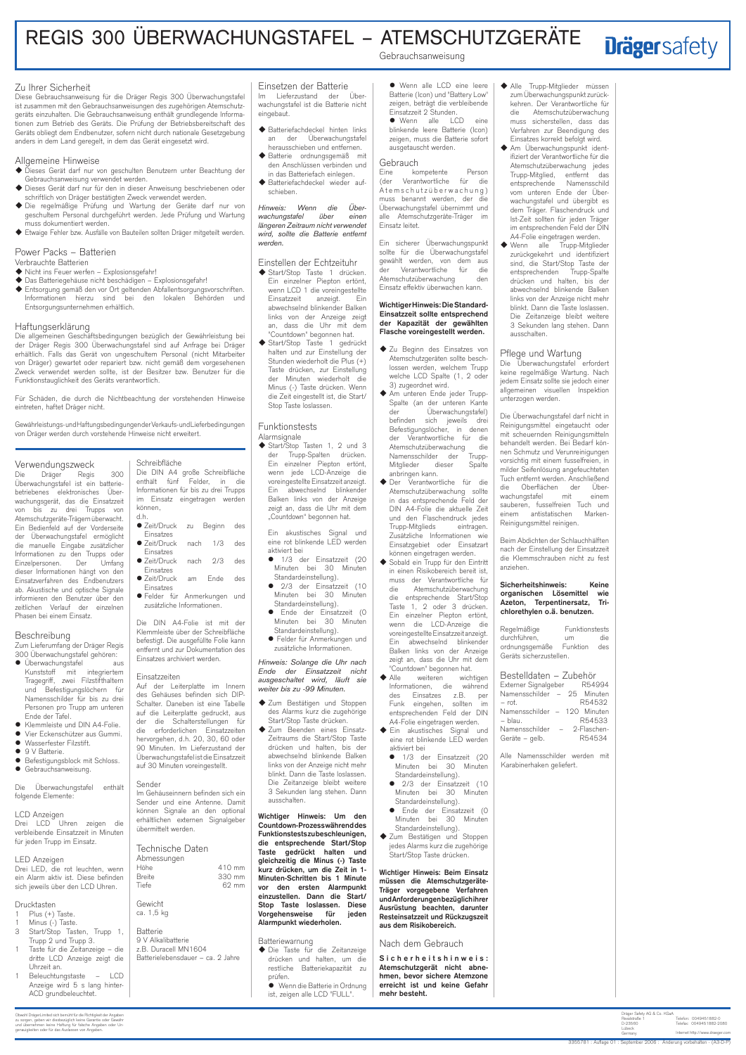# REGIS 300 ÜBERWACHUNGSTAFEL – ATEMSCHUTZGERÄTE

Gebrauchsanweisung

Drägersafety

## Zu Ihrer Sicherheit

Diese Gebrauchsanweisung für die Dräger Regis 300 Überwachungstafel ist zusammen mit den Gebrauchsanweisungen des zugehörigen Atemschutzgeräts einzuhalten. Die Gebrauchsanweisung enthält grundlegende Informationen zum Betrieb des Geräts. Die Prüfung der Betriebsbereitschaft des Geräts obliegt dem Endbenutzer, sofern nicht durch nationale Gesetzgebung anders in dem Land geregelt, in dem das Gerät eingesetzt wird.

## Allgemeine Hinweise

- Dieses Gerät darf nur von geschulten Benutzern unter Beachtung der Gebrauchsanweisung verwendet werden.
- Dieses Gerät darf nur für den in dieser Anweisung beschriebenen oder schriftlich von Dräger bestätigten Zweck verwendet werden.
- Die regelmäßige Prüfung und Wartung der Geräte darf nur von geschultem Personal durchgeführt werden. Jede Prüfung und Wartung muss dokumentiert werden.
- Etwaige Fehler bzw. Ausfälle von Bauteilen sollten Dräger mitgeteilt werden.

## Power Packs – Batterien

Verbrauchte Batterien

- Nicht ins Feuer werfen – Explosionsgefahr!
- Das Batteriegehäuse nicht beschädigen – Explosionsgefahr!
- Entsorgung gemäß den vor Ort geltenden Abfallentsorgungsvorschriften. Informationen hierzu sind bei den lokalen Behörden und Entsorgungsunternehmen erhältlich.

## Haftungserklärung

Die allgemeinen Geschäftsbedingungen bezüglich der Gewährleistung bei der Dräger Regis 300 Überwachungstafel sind auf Anfrage bei Dräger erhältlich. Falls das Gerät von ungeschultem Personal (nicht Mitarbeiter von Dräger) gewartet oder repariert bzw. nicht gemäß dem vorgesehenen Zweck verwendet werden sollte, ist der Besitzer bzw. Benutzer für die Funktionstauglichkeit des Geräts verantwortlich.

Für Schäden, die durch die Nichtbeachtung der vorstehenden Hinweise eintreten, haftet Dräger nicht.

Gewährleistungs- und Haftungsbedingungen der Verkaufs- und Lieferbedingungen von Dräger werden durch vorstehende Hinweise nicht erweitert.

## Verwendungszweck

Die Dräger Regis 300 Überwachungstafel ist ein batteriebetriebenes elektronisches Überwachungsgerät, das die Einsatzzeit von bis zu drei Trupps von Atemschutzgeräte-Trägern überwacht. Ein Bedienfeld auf der Vorderseite der Überwachungstafel ermöglicht die manuelle Eingabe zusätzlicher Informationen zu den Trupps oder Einzelpersonen. Der Umfang dieser Informationen hängt von den Einsatzverfahren des Endbenutzers ab. Akustische und optische Signale informieren den Benutzer über den zeitlichen Verlauf der einzelnen Phasen bei einem Einsatz.

## Beschreibung

Zum Lieferumfang der Dräger Regis 300 Überwachungstafel gehören:

- Überwachungstafel aus Kunststoff mit integriertem Tragegriff, zwei Filzstifthaltern und Befestigungslöchern für Namensschilder für bis zu drei Personen pro Trupp am unteren Ende der Tafel.
- Klemmleiste und DIN A4-Folie.
- Vier Eckenschützer aus Gummi.
- Wasserfester Filzstift.
- 9 V Batterie.
- Befestigungsblock mit Schloss.
- Gebrauchsanweisung.

Die Überwachungstafel enthält folgende Elemente:

### LCD Anzeigen

Drei LCD Uhren zeigen die verbleibende Einsatzzeit in Minuten für jeden Trupp im Einsatz.

### LED Anzeigen

Drei LED, die rot leuchten, wenn ein Alarm aktiv ist. Diese befinden sich jeweils über den LCD Uhren.

### Drucktasten

1. Plus (+) Taste.
1. Minus (-) Taste.
3. Start/Stop Tasten, Trupp 1, Trupp 2 und Trupp 3.
1. Taste für die Zeitanzeige – die dritte LCD Anzeige zeigt die Uhrzeit an.
1. Beleuchtungstaste – LCD Anzeige wird 5 s lang hinterACD grundbeleuchtet.

### Schreibfläche

Die DIN A4 große Schreibfläche enthält fünf Felder, in die Informationen für bis zu drei Trupps im Einsatz eingetragen werden können,

d.h.

- Zeit/Druck zu Beginn des Einsatzes
- Zeit/Druck nach 1/3 des Einsatzes
- Zeit/Druck nach 2/3 des Einsatzes
- Zeit/Druck am Ende des Einsatzes
- Felder für Anmerkungen und zusätzliche Informationen.

Die DIN A4-Folie ist mit der Klemmleiste über der Schreibfläche befestigt. Die ausgefüllte Folie kann entfernt und zur Dokumentation des Einsatzes archiviert werden.

### Einsatzzeiten

Auf der Leiterplatte im Innern des Gehäuses befinden sich DIP-Schalter. Daneben ist eine Tabelle auf die Leiterplatte gedruckt, aus der die Schalterstellungen für die erforderlichen Einsatzzeiten hervorgehen, d.h. 20, 30, 60 oder 90 Minuten. Im Lieferzustand der Überwachungstafel ist die Einsatzzeit auf 30 Minuten voreingestellt.

### Sender

Im Gehäuseinnern befinden sich ein Sender und eine Antenne. Damit können Signale an den optional erhältlichen externen Signalgeber übermittelt werden.

## Technische Daten

Abmessungen

| | |
|---|---|
| Höhe | 410 mm |
| Breite | 330 mm |
| Tiefe | 62 mm |

Gewicht

ca. 1,5 kg

Batterie

9 V Alkalibatterie
z.B. Duracell MN1604
Batterielebensdauer – ca. 2 Jahre

## Einsetzen der Batterie

Im Lieferzustand der Überwachungstafel ist die Batterie nicht eingebaut.

- Batteriefachdeckel hinten links an der Überwachungstafel herausschieben und entfernen.
- Batterie ordnungsgemäß mit den Anschlüssen verbinden und in das Batteriefach einlegen.
- Batteriefachdeckel wieder aufschieben.

*Hinweis: Wenn die Überwachungstafel über einen längeren Zeitraum nicht verwendet wird, sollte die Batterie entfernt werden.*

## Einstellen der Echtzeituhr

- Start/Stop Taste 1 drücken. Ein einzelner Piepton ertönt, wenn LCD 1 die voreingestellte Einsatzzeit anzeigt. Ein abwechselnd blinkender Balken links von der Anzeige zeigt an, dass die Uhr mit dem "Countdown" begonnen hat.
- Start/Stop Taste 1 gedrückt halten und zur Einstellung der Stunden wiederholt die Plus (+) Taste drücken, zur Einstellung der Minuten wiederholt die Minus (-) Taste drücken. Wenn die Zeit eingestellt ist, die Start/Stop Taste loslassen.

## Funktionstests

Alarmsignale

- Start/Stop Tasten 1, 2 und 3 der Trupp-Spalten drücken. Ein einzelner Piepton ertönt, wenn jede LCD-Anzeige die voreingestellte Einsatzzeit anzeigt. Ein abwechselnd blinkender Balken links von der Anzeige zeigt an, dass die Uhr mit dem „Countdown" begonnen hat.

Ein akustisches Signal und eine rot blinkende LED werden aktiviert bei

- 1/3 der Einsatzzeit (20 Minuten bei 30 Minuten Standardeinstellung).
- 2/3 der Einsatzzeit (10 Minuten bei 30 Minuten Standardeinstellung).
- Ende der Einsatzzeit (0 Minuten bei 30 Minuten Standardeinstellung).
- Felder für Anmerkungen und zusätzliche Informationen.

*Hinweis: Solange die Uhr nach Ende der Einsatzzeit nicht ausgeschaltet wird, läuft sie weiter bis zu -99 Minuten.*

- Zum Bestätigen und Stoppen des Alarms kurz die zugehörige Start/Stop Taste drücken.
- Zum Beenden eines Einsatz-Zeitraums die Start/Stop Taste drücken und halten, bis der abwechselnd blinkende Balken links von der Anzeige nicht mehr blinkt. Dann die Taste loslassen. Die Zeitanzeige bleibt weitere 3 Sekunden lang stehen. Dann ausschalten.

**Wichtiger Hinweis: Um den Countdown-Prozess während des Funktionstestszubeschleunigen, die entsprechende Start/Stop Taste gedrückt halten und gleichzeitig die Minus (-) Taste kurz drücken, um die Zeit in 1-Minuten-Schritten bis 1 Minute vor dem ersten Alarmpunkt einzustellen. Dann die Start/Stop Taste loslassen. Diese Vorgehensweise für jeden Alarmpunkt wiederholen.**

### Batteriewarnung

- Die Taste für die Zeitanzeige drücken und halten, um die restliche Batteriekapazität zu prüfen.
  - Wenn die Batterie in Ordnung ist, zeigen alle LCD "FULL".
  - Wenn alle LCD eine leere Batterie (Icon) und "Battery Low" zeigen, beträgt die verbleibende Einsatzzeit 2 Stunden.
  - Wenn alle LCD eine blinkende leere Batterie (Icon) zeigen, muss die Batterie sofort ausgetauscht werden.

## Gebrauch

Eine kompetente Person (der Verantwortliche für die Atemschutzüberwachung) muss benannt werden, der die Überwachungstafel übernimmt und alle Atemschutzgeräte-Träger im Einsatz leitet.

Ein sicherer Überwachungspunkt sollte für die Überwachungstafel gewählt werden, von dem aus der Verantwortliche für die Atemschutzüberwachung den Einsatz effektiv überwachen kann.

**Wichtiger Hinweis: Die Standard-Einsatzzeit sollte entsprechend der Kapazität der gewählten Flasche voreingestellt werden.**

- Zu Beginn des Einsatzes von Atemschutzgeräten sollte beschlossen werden, welchem Trupp welche LCD Spalte (1, 2 oder 3) zugeordnet wird.
- Am unteren Ende jeder Trupp-Spalte (an der unteren Kante der Überwachungstafel) befinden sich jeweils drei Befestigungslöcher, in denen der Verantwortliche für die Atemschutzüberwachung die Namensschilder der Trupp-Mitglieder dieser Spalte anbringen kann.
- Der Verantwortliche für die Atemschutzüberwachung sollte in das entsprechende Feld der DIN A4-Folie die aktuelle Zeit und den Flaschendruck jedes Trupp-Mitglieds eintragen. Zusätzliche Informationen wie Einsatzgebiet oder Einsatzart können eingetragen werden.
- Sobald ein Trupp für den Eintritt in einen Risikobereich bereit ist, muss der Verantwortliche für die Atemschutzüberwachung die entsprechende Start/Stop Taste 1, 2 oder 3 drücken. Ein einzelner Piepton ertönt, wenn die LCD-Anzeige die voreingestellte Einsatzzeit anzeigt. Ein abwechselnd blinkender Balken links von der Anzeige zeigt an, dass die Uhr mit dem "Countdown" begonnen hat.
- Alle weiteren wichtigen Informationen, die während des Einsatzes z.B. per Funk eingehen, sollten im entsprechenden Feld der DIN A4-Folie eingetragen werden.
- Ein akustisches Signal und eine rot blinkende LED werden aktiviert bei
  - 1/3 der Einsatzzeit (20 Minuten bei 30 Minuten Standardeinstellung).
  - 2/3 der Einsatzzeit (10 Minuten bei 30 Minuten Standardeinstellung).
  - Ende der Einsatzzeit (0 Minuten bei 30 Minuten Standardeinstellung).
- Zum Bestätigen und Stoppen jedes Alarms kurz die zugehörige Start/Stop Taste drücken.

**Wichtiger Hinweis: Beim Einsatz müssen die Atemschutzgeräte-Träger vorgegebene Verfahren und Anforderungen bezüglich ihrer Ausrüstung beachten, darunter Resteinsatzzeit und Rückzugszeit aus dem Risikobereich.**

## Nach dem Gebrauch

**Sicherheitshinweis: Atemschutzgerät nicht abnehmen, bevor sichere Atemzone erreicht ist und keine Gefahr mehr besteht.**

- Alle Trupp-Mitglieder müssen zum Überwachungspunkt zurückkehren. Der Verantwortliche für die Atemschutzüberwachung muss sicherstellen, dass das Verfahren zur Beendigung des Einsatzes korrekt befolgt wird.
- Am Überwachungspunkt identifiziert der Verantwortliche für die Atemschutzüberwachung jedes Trupp-Mitglied, entfernt das entsprechende Namensschild vom unteren Ende der Überwachungstafel und übergibt es dem Träger. Flaschendruck und Ist-Zeit sollten für jeden Träger im entsprechenden Feld der DIN A4-Folie eingetragen werden.
- Wenn alle Trupp-Mitglieder zurückgekehrt und identifiziert sind, die Start/Stop Taste der entsprechenden Trupp-Spalte drücken und halten, bis der abwechselnd blinkende Balken links von der Anzeige nicht mehr blinkt. Dann die Taste loslassen. Die Zeitanzeige bleibt weitere 3 Sekunden lang stehen. Dann ausschalten.

## Pflege und Wartung

Die Überwachungstafel erfordert keine regelmäßige Wartung. Nach jedem Einsatz sollte sie jedoch einer allgemeinen visuellen Inspektion unterzogen werden.

Die Überwachungstafel darf nicht in Reinigungsmittel eingetaucht oder mit scheuernden Reinigungsmitteln behandelt werden. Bei Bedarf können Schmutz und Verunreinigungen vorsichtig mit einem fusselfreien, in milder Seifenlösung angefeuchteten Tuch entfernt werden. Anschließend die Oberflächen der Überwachungstafel mit einem sauberen, fusselfreien Tuch und einem antistatischen Marken-Reinigungsmittel reinigen.

Beim Abdichten der Schlauchhälften nach der Einstellung der Einsatzzeit die Klemmschrauben nicht zu fest anziehen.

**Sicherheitshinweis: Keine organischen Lösemittel wie Azeton, Terpentinersatz, Trichlorethylen o.ä. benutzen.**

Regelmäßige Funktionstests durchführen, um die ordnungsgemäße Funktion des Geräts sicherzustellen.

## Bestelldaten – Zubehör

| | |
|---|---|
| Externer Signalgeber | R54994 |
| Namensschilder – 25 Minuten – rot. | R54532 |
| Namensschilder – 120 Minuten – blau. | R54533 |
| Namensschilder – 2-Flaschen-Geräte – gelb. | R54534 |

Alle Namensschilder werden mit Karabinerhaken geliefert.

Obwohl Dräger Limited sich bemüht für die Richtigkeit der Angaben zu sorgen, geben wir diesbezüglich keine Garantie oder Gewähr und übernehmen keine Haftung für falsche Angaben oder Ungenauigkeiten oder für das Auslassen von Angaben.

Dräger Safety AG & Co. KGaA
Revalstraße 1
D-23560
Lübeck
Germany

Telefon: 0049451882-0
Telefax: 00494518822080
Internet http://www.draeger.com

3355781 · Auflage 01 · September 2006 · Änderung vorbehalten · (A3-D-P)